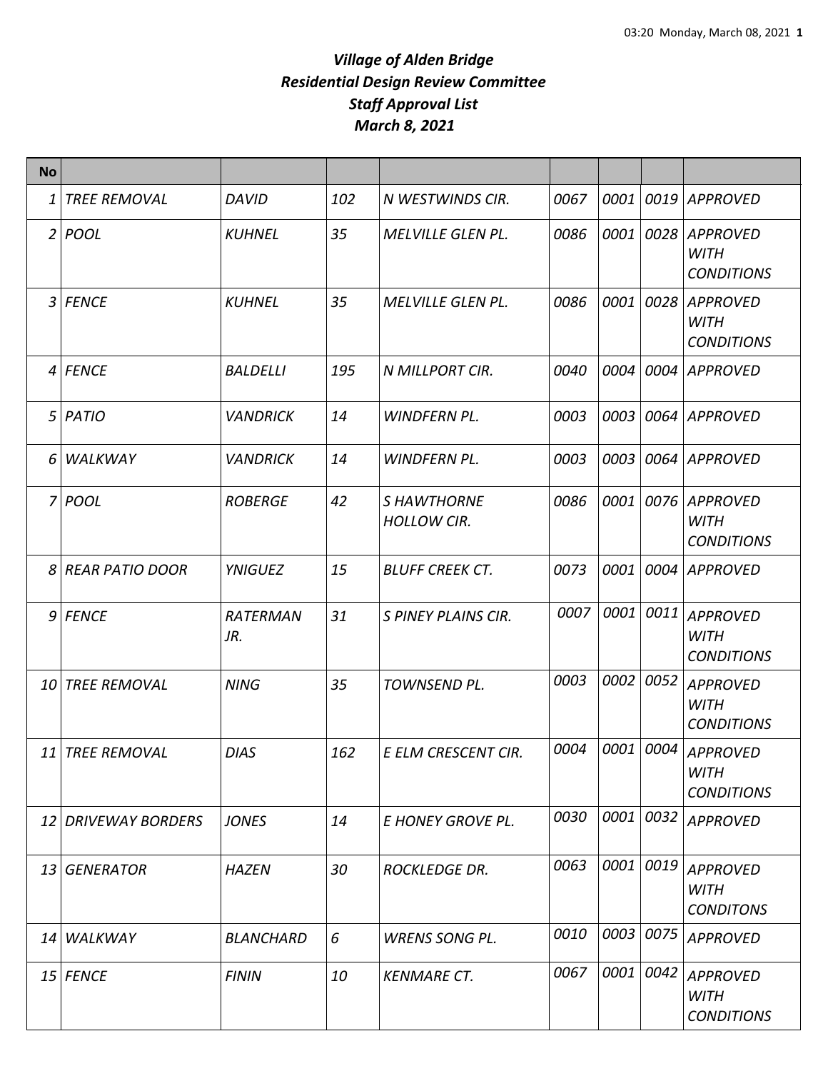# *Village of Alden Bridge*
# *Residential Design Review Committee*
# *Staff Approval List*
# *March 8, 2021*

| No | | | | | | | | |
|---|---|---|---|---|---|---|---|---|
| 1 | TREE REMOVAL | DAVID | 102 | N WESTWINDS CIR. | 0067 | 0001 | 0019 | APPROVED |
| 2 | POOL | KUHNEL | 35 | MELVILLE GLEN PL. | 0086 | 0001 | 0028 | APPROVED WITH CONDITIONS |
| 3 | FENCE | KUHNEL | 35 | MELVILLE GLEN PL. | 0086 | 0001 | 0028 | APPROVED WITH CONDITIONS |
| 4 | FENCE | BALDELLI | 195 | N MILLPORT CIR. | 0040 | 0004 | 0004 | APPROVED |
| 5 | PATIO | VANDRICK | 14 | WINDFERN PL. | 0003 | 0003 | 0064 | APPROVED |
| 6 | WALKWAY | VANDRICK | 14 | WINDFERN PL. | 0003 | 0003 | 0064 | APPROVED |
| 7 | POOL | ROBERGE | 42 | S HAWTHORNE HOLLOW CIR. | 0086 | 0001 | 0076 | APPROVED WITH CONDITIONS |
| 8 | REAR PATIO DOOR | YNIGUEZ | 15 | BLUFF CREEK CT. | 0073 | 0001 | 0004 | APPROVED |
| 9 | FENCE | RATERMAN JR. | 31 | S PINEY PLAINS CIR. | 0007 | 0001 | 0011 | APPROVED WITH CONDITIONS |
| 10 | TREE REMOVAL | NING | 35 | TOWNSEND PL. | 0003 | 0002 | 0052 | APPROVED WITH CONDITIONS |
| 11 | TREE REMOVAL | DIAS | 162 | E ELM CRESCENT CIR. | 0004 | 0001 | 0004 | APPROVED WITH CONDITIONS |
| 12 | DRIVEWAY BORDERS | JONES | 14 | E HONEY GROVE PL. | 0030 | 0001 | 0032 | APPROVED |
| 13 | GENERATOR | HAZEN | 30 | ROCKLEDGE DR. | 0063 | 0001 | 0019 | APPROVED WITH CONDITONS |
| 14 | WALKWAY | BLANCHARD | 6 | WRENS SONG PL. | 0010 | 0003 | 0075 | APPROVED |
| 15 | FENCE | FININ | 10 | KENMARE CT. | 0067 | 0001 | 0042 | APPROVED WITH CONDITIONS |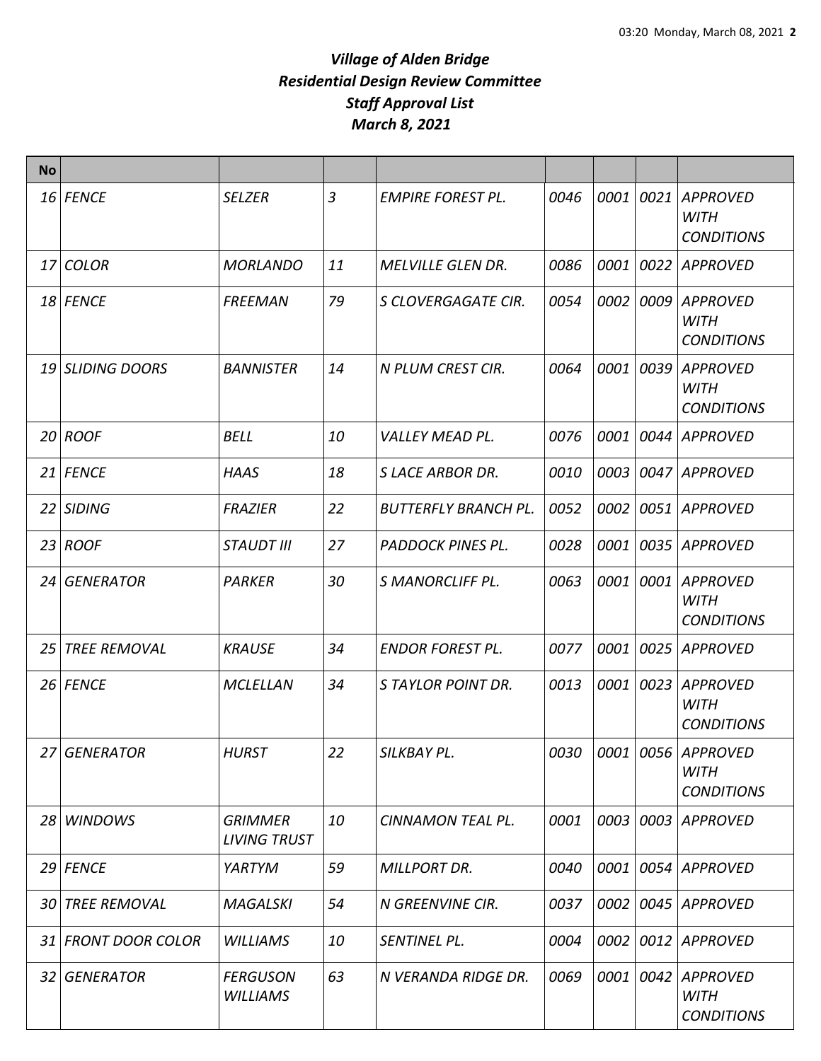# *Village of Alden Bridge*
## *Residential Design Review Committee*
## *Staff Approval List*
## *March 8, 2021*

| No | | | | | | | | |
|---|---|---|---|---|---|---|---|---|
| 16 | FENCE | SELZER | 3 | EMPIRE FOREST PL. | 0046 | 0001 | 0021 | APPROVED WITH CONDITIONS |
| 17 | COLOR | MORLANDO | 11 | MELVILLE GLEN DR. | 0086 | 0001 | 0022 | APPROVED |
| 18 | FENCE | FREEMAN | 79 | S CLOVERGAGATE CIR. | 0054 | 0002 | 0009 | APPROVED WITH CONDITIONS |
| 19 | SLIDING DOORS | BANNISTER | 14 | N PLUM CREST CIR. | 0064 | 0001 | 0039 | APPROVED WITH CONDITIONS |
| 20 | ROOF | BELL | 10 | VALLEY MEAD PL. | 0076 | 0001 | 0044 | APPROVED |
| 21 | FENCE | HAAS | 18 | S LACE ARBOR DR. | 0010 | 0003 | 0047 | APPROVED |
| 22 | SIDING | FRAZIER | 22 | BUTTERFLY BRANCH PL. | 0052 | 0002 | 0051 | APPROVED |
| 23 | ROOF | STAUDT III | 27 | PADDOCK PINES PL. | 0028 | 0001 | 0035 | APPROVED |
| 24 | GENERATOR | PARKER | 30 | S MANORCLIFF PL. | 0063 | 0001 | 0001 | APPROVED WITH CONDITIONS |
| 25 | TREE REMOVAL | KRAUSE | 34 | ENDOR FOREST PL. | 0077 | 0001 | 0025 | APPROVED |
| 26 | FENCE | MCLELLAN | 34 | S TAYLOR POINT DR. | 0013 | 0001 | 0023 | APPROVED WITH CONDITIONS |
| 27 | GENERATOR | HURST | 22 | SILKBAY PL. | 0030 | 0001 | 0056 | APPROVED WITH CONDITIONS |
| 28 | WINDOWS | GRIMMER LIVING TRUST | 10 | CINNAMON TEAL PL. | 0001 | 0003 | 0003 | APPROVED |
| 29 | FENCE | YARTYM | 59 | MILLPORT DR. | 0040 | 0001 | 0054 | APPROVED |
| 30 | TREE REMOVAL | MAGALSKI | 54 | N GREENVINE CIR. | 0037 | 0002 | 0045 | APPROVED |
| 31 | FRONT DOOR COLOR | WILLIAMS | 10 | SENTINEL PL. | 0004 | 0002 | 0012 | APPROVED |
| 32 | GENERATOR | FERGUSON WILLIAMS | 63 | N VERANDA RIDGE DR. | 0069 | 0001 | 0042 | APPROVED WITH CONDITIONS |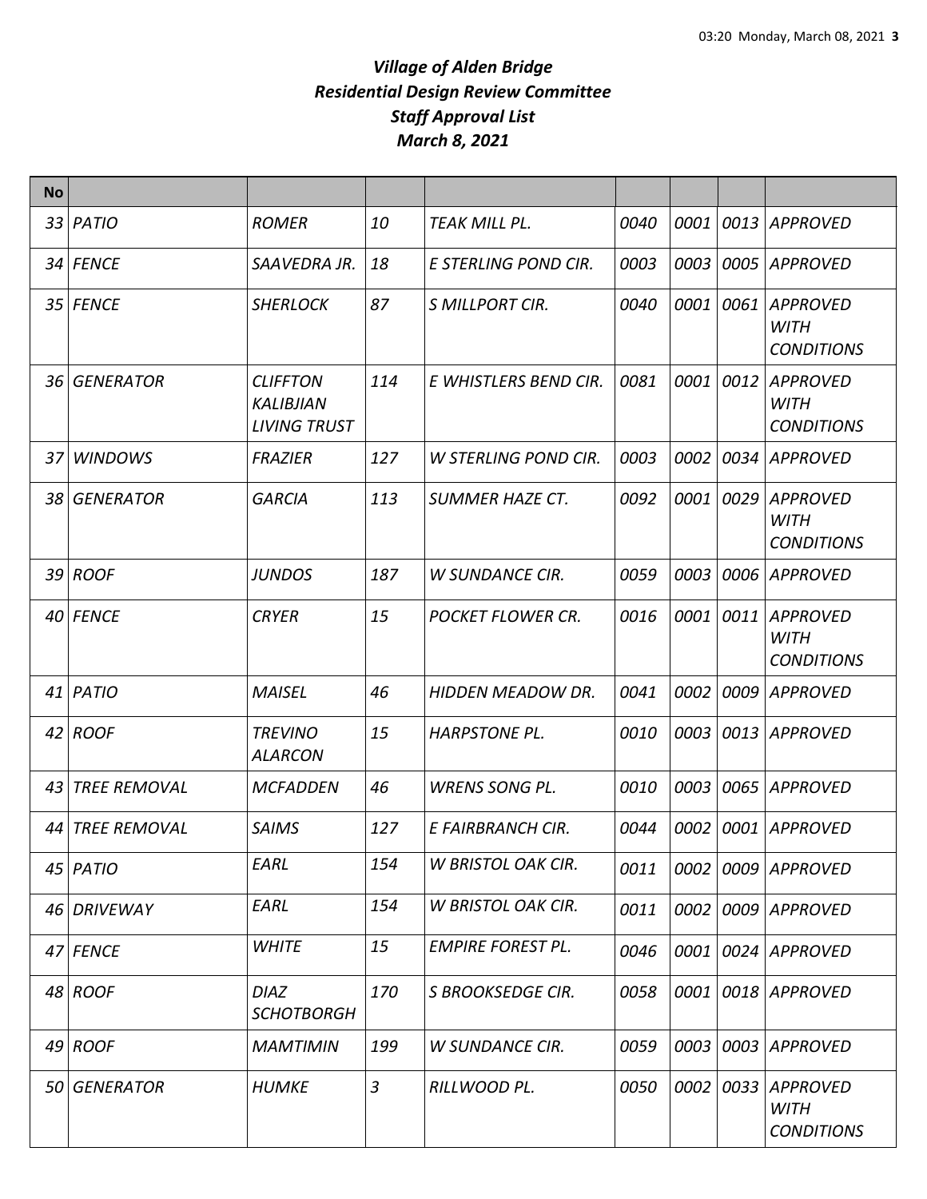# *Village of Alden Bridge*
# *Residential Design Review Committee*
# *Staff Approval List*
# *March 8, 2021*

| No | | | | | | | | |
|---|---|---|---|---|---|---|---|---|
| 33 | PATIO | ROMER | 10 | TEAK MILL PL. | 0040 | 0001 | 0013 | APPROVED |
| 34 | FENCE | SAAVEDRA JR. | 18 | E STERLING POND CIR. | 0003 | 0003 | 0005 | APPROVED |
| 35 | FENCE | SHERLOCK | 87 | S MILLPORT CIR. | 0040 | 0001 | 0061 | APPROVED WITH CONDITIONS |
| 36 | GENERATOR | CLIFFTON KALIBJIAN LIVING TRUST | 114 | E WHISTLERS BEND CIR. | 0081 | 0001 | 0012 | APPROVED WITH CONDITIONS |
| 37 | WINDOWS | FRAZIER | 127 | W STERLING POND CIR. | 0003 | 0002 | 0034 | APPROVED |
| 38 | GENERATOR | GARCIA | 113 | SUMMER HAZE CT. | 0092 | 0001 | 0029 | APPROVED WITH CONDITIONS |
| 39 | ROOF | JUNDOS | 187 | W SUNDANCE CIR. | 0059 | 0003 | 0006 | APPROVED |
| 40 | FENCE | CRYER | 15 | POCKET FLOWER CR. | 0016 | 0001 | 0011 | APPROVED WITH CONDITIONS |
| 41 | PATIO | MAISEL | 46 | HIDDEN MEADOW DR. | 0041 | 0002 | 0009 | APPROVED |
| 42 | ROOF | TREVINO ALARCON | 15 | HARPSTONE PL. | 0010 | 0003 | 0013 | APPROVED |
| 43 | TREE REMOVAL | MCFADDEN | 46 | WRENS SONG PL. | 0010 | 0003 | 0065 | APPROVED |
| 44 | TREE REMOVAL | SAIMS | 127 | E FAIRBRANCH CIR. | 0044 | 0002 | 0001 | APPROVED |
| 45 | PATIO | EARL | 154 | W BRISTOL OAK CIR. | 0011 | 0002 | 0009 | APPROVED |
| 46 | DRIVEWAY | EARL | 154 | W BRISTOL OAK CIR. | 0011 | 0002 | 0009 | APPROVED |
| 47 | FENCE | WHITE | 15 | EMPIRE FOREST PL. | 0046 | 0001 | 0024 | APPROVED |
| 48 | ROOF | DIAZ SCHOTBORGH | 170 | S BROOKSEDGE CIR. | 0058 | 0001 | 0018 | APPROVED |
| 49 | ROOF | MAMTIMIN | 199 | W SUNDANCE CIR. | 0059 | 0003 | 0003 | APPROVED |
| 50 | GENERATOR | HUMKE | 3 | RILLWOOD PL. | 0050 | 0002 | 0033 | APPROVED WITH CONDITIONS |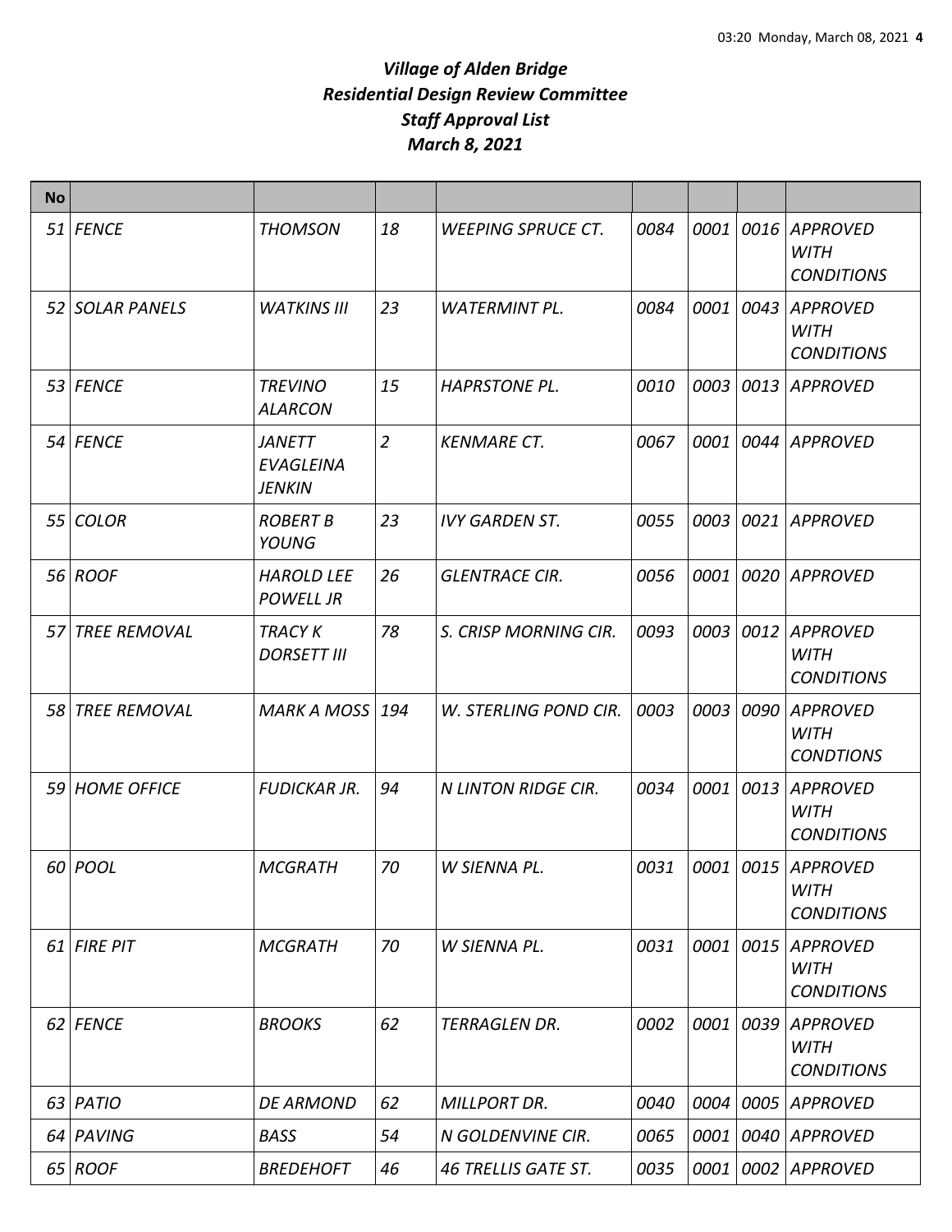# *Village of Alden Bridge*
# *Residential Design Review Committee*
# *Staff Approval List*
# *March 8, 2021*

| No | | | | | | | | |
|---|---|---|---|---|---|---|---|---|
| 51 | *FENCE* | *THOMSON* | *18* | *WEEPING SPRUCE CT.* | *0084* | *0001* | *0016* | *APPROVED WITH CONDITIONS* |
| 52 | *SOLAR PANELS* | *WATKINS III* | *23* | *WATERMINT PL.* | *0084* | *0001* | *0043* | *APPROVED WITH CONDITIONS* |
| 53 | *FENCE* | *TREVINO ALARCON* | *15* | *HAPRSTONE PL.* | *0010* | *0003* | *0013* | *APPROVED* |
| 54 | *FENCE* | *JANETT EVAGLEINA JENKIN* | *2* | *KENMARE CT.* | *0067* | *0001* | *0044* | *APPROVED* |
| 55 | *COLOR* | *ROBERT B YOUNG* | *23* | *IVY GARDEN ST.* | *0055* | *0003* | *0021* | *APPROVED* |
| 56 | *ROOF* | *HAROLD LEE POWELL JR* | *26* | *GLENTRACE CIR.* | *0056* | *0001* | *0020* | *APPROVED* |
| 57 | *TREE REMOVAL* | *TRACY K DORSETT III* | *78* | *S. CRISP MORNING CIR.* | *0093* | *0003* | *0012* | *APPROVED WITH CONDITIONS* |
| 58 | *TREE REMOVAL* | *MARK A MOSS* | *194* | *W. STERLING POND CIR.* | *0003* | *0003* | *0090* | *APPROVED WITH CONDTIONS* |
| 59 | *HOME OFFICE* | *FUDICKAR JR.* | *94* | *N LINTON RIDGE CIR.* | *0034* | *0001* | *0013* | *APPROVED WITH CONDITIONS* |
| 60 | *POOL* | *MCGRATH* | *70* | *W SIENNA PL.* | *0031* | *0001* | *0015* | *APPROVED WITH CONDITIONS* |
| 61 | *FIRE PIT* | *MCGRATH* | *70* | *W SIENNA PL.* | *0031* | *0001* | *0015* | *APPROVED WITH CONDITIONS* |
| 62 | *FENCE* | *BROOKS* | *62* | *TERRAGLEN DR.* | *0002* | *0001* | *0039* | *APPROVED WITH CONDITIONS* |
| 63 | *PATIO* | *DE ARMOND* | *62* | *MILLPORT DR.* | *0040* | *0004* | *0005* | *APPROVED* |
| 64 | *PAVING* | *BASS* | *54* | *N GOLDENVINE CIR.* | *0065* | *0001* | *0040* | *APPROVED* |
| 65 | *ROOF* | *BREDEHOFT* | *46* | *46 TRELLIS GATE ST.* | *0035* | *0001* | *0002* | *APPROVED* |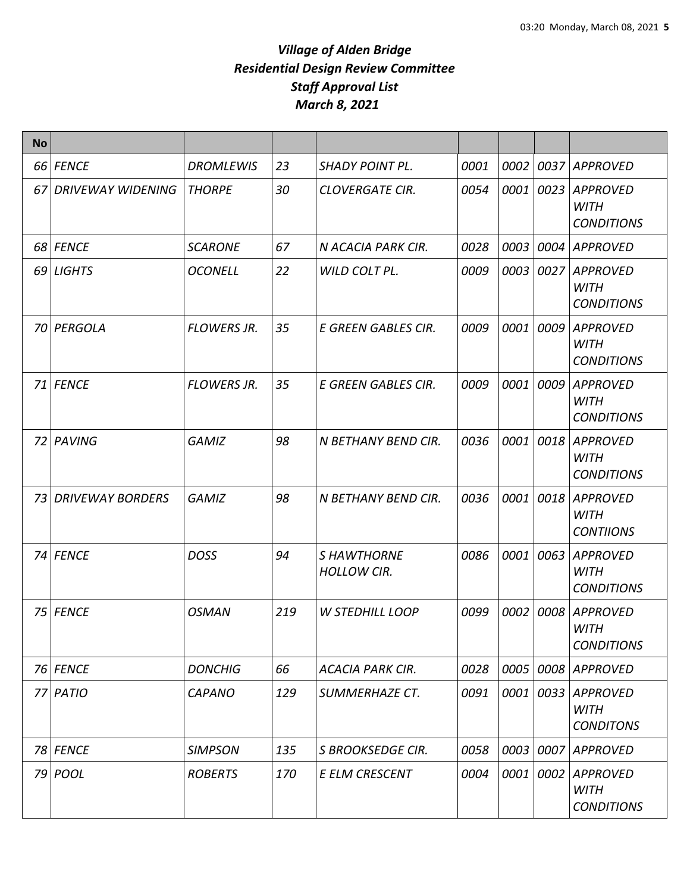# *Village of Alden Bridge*
# *Residential Design Review Committee*
# *Staff Approval List*
# *March 8, 2021*

| No | | | | | | | | |
|---|---|---|---|---|---|---|---|---|
| 66 | FENCE | DROMLEWIS | 23 | SHADY POINT PL. | 0001 | 0002 | 0037 | APPROVED |
| 67 | DRIVEWAY WIDENING | THORPE | 30 | CLOVERGATE CIR. | 0054 | 0001 | 0023 | APPROVED WITH CONDITIONS |
| 68 | FENCE | SCARONE | 67 | N ACACIA PARK CIR. | 0028 | 0003 | 0004 | APPROVED |
| 69 | LIGHTS | OCONELL | 22 | WILD COLT PL. | 0009 | 0003 | 0027 | APPROVED WITH CONDITIONS |
| 70 | PERGOLA | FLOWERS JR. | 35 | E GREEN GABLES CIR. | 0009 | 0001 | 0009 | APPROVED WITH CONDITIONS |
| 71 | FENCE | FLOWERS JR. | 35 | E GREEN GABLES CIR. | 0009 | 0001 | 0009 | APPROVED WITH CONDITIONS |
| 72 | PAVING | GAMIZ | 98 | N BETHANY BEND CIR. | 0036 | 0001 | 0018 | APPROVED WITH CONDITIONS |
| 73 | DRIVEWAY BORDERS | GAMIZ | 98 | N BETHANY BEND CIR. | 0036 | 0001 | 0018 | APPROVED WITH CONTIIONS |
| 74 | FENCE | DOSS | 94 | S HAWTHORNE HOLLOW CIR. | 0086 | 0001 | 0063 | APPROVED WITH CONDITIONS |
| 75 | FENCE | OSMAN | 219 | W STEDHILL LOOP | 0099 | 0002 | 0008 | APPROVED WITH CONDITIONS |
| 76 | FENCE | DONCHIG | 66 | ACACIA PARK CIR. | 0028 | 0005 | 0008 | APPROVED |
| 77 | PATIO | CAPANO | 129 | SUMMERHAZE CT. | 0091 | 0001 | 0033 | APPROVED WITH CONDITONS |
| 78 | FENCE | SIMPSON | 135 | S BROOKSEDGE CIR. | 0058 | 0003 | 0007 | APPROVED |
| 79 | POOL | ROBERTS | 170 | E ELM CRESCENT | 0004 | 0001 | 0002 | APPROVED WITH CONDITIONS |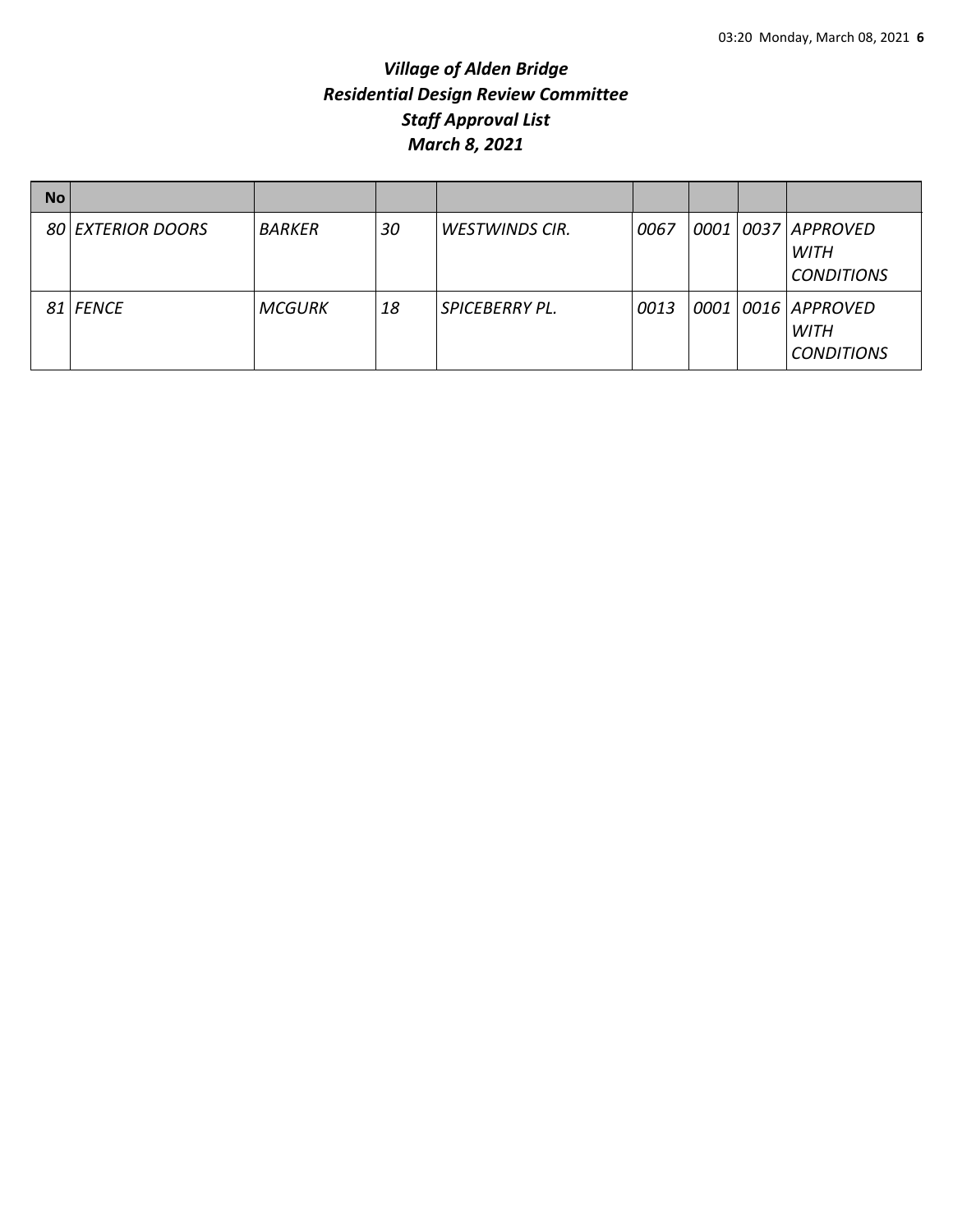# *Village of Alden Bridge*
# *Residential Design Review Committee*
# *Staff Approval List*
# *March 8, 2021*

| No | | | | | | | | |
|---|---|---|---|---|---|---|---|---|
| *80* | *EXTERIOR DOORS* | *BARKER* | *30* | *WESTWINDS CIR.* | *0067* | *0001* | *0037* | *APPROVED WITH CONDITIONS* |
| *81* | *FENCE* | *MCGURK* | *18* | *SPICEBERRY PL.* | *0013* | *0001* | *0016* | *APPROVED WITH CONDITIONS* |